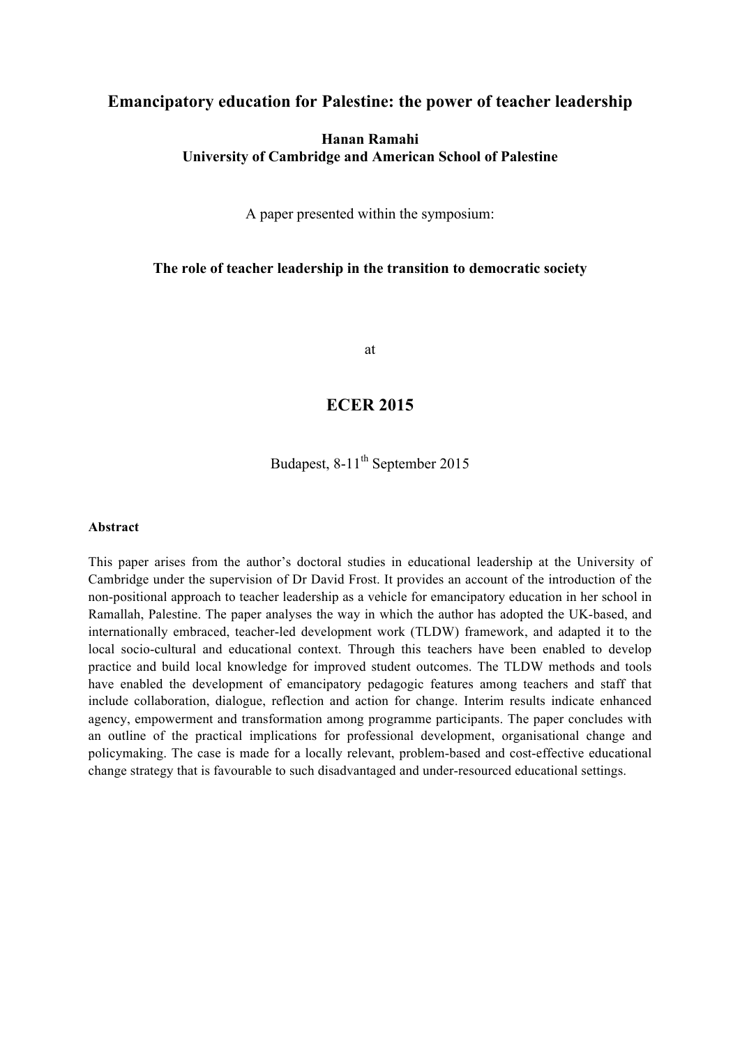# Emancipatory education for Palestine: the power of teacher leadership

**Hanan Ramahi**
**University of Cambridge and American School of Palestine**

A paper presented within the symposium:

**The role of teacher leadership in the transition to democratic society**

at

## ECER 2015

Budapest, 8-11th September 2015

**Abstract**

This paper arises from the author's doctoral studies in educational leadership at the University of Cambridge under the supervision of Dr David Frost. It provides an account of the introduction of the non-positional approach to teacher leadership as a vehicle for emancipatory education in her school in Ramallah, Palestine. The paper analyses the way in which the author has adopted the UK-based, and internationally embraced, teacher-led development work (TLDW) framework, and adapted it to the local socio-cultural and educational context. Through this teachers have been enabled to develop practice and build local knowledge for improved student outcomes. The TLDW methods and tools have enabled the development of emancipatory pedagogic features among teachers and staff that include collaboration, dialogue, reflection and action for change. Interim results indicate enhanced agency, empowerment and transformation among programme participants. The paper concludes with an outline of the practical implications for professional development, organisational change and policymaking. The case is made for a locally relevant, problem-based and cost-effective educational change strategy that is favourable to such disadvantaged and under-resourced educational settings.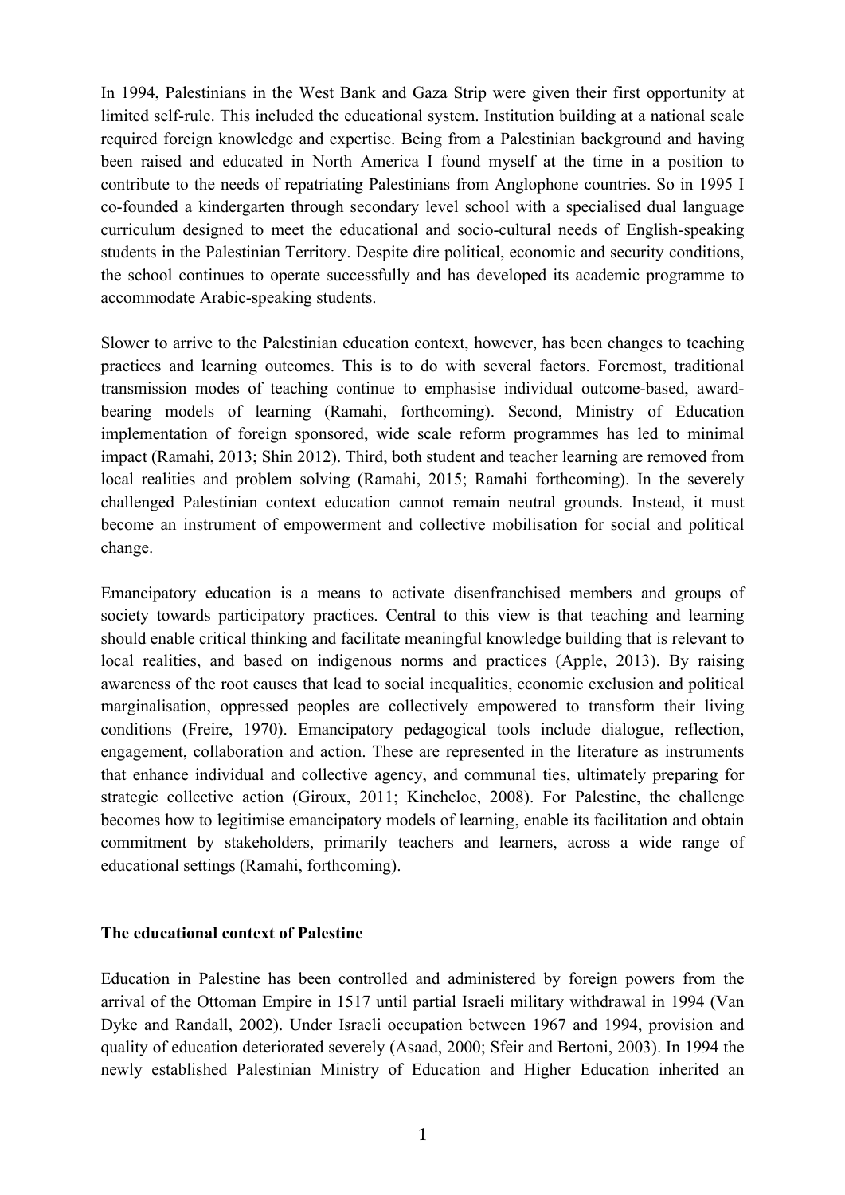In 1994, Palestinians in the West Bank and Gaza Strip were given their first opportunity at limited self-rule. This included the educational system. Institution building at a national scale required foreign knowledge and expertise. Being from a Palestinian background and having been raised and educated in North America I found myself at the time in a position to contribute to the needs of repatriating Palestinians from Anglophone countries. So in 1995 I co-founded a kindergarten through secondary level school with a specialised dual language curriculum designed to meet the educational and socio-cultural needs of English-speaking students in the Palestinian Territory. Despite dire political, economic and security conditions, the school continues to operate successfully and has developed its academic programme to accommodate Arabic-speaking students.

Slower to arrive to the Palestinian education context, however, has been changes to teaching practices and learning outcomes. This is to do with several factors. Foremost, traditional transmission modes of teaching continue to emphasise individual outcome-based, award-bearing models of learning (Ramahi, forthcoming). Second, Ministry of Education implementation of foreign sponsored, wide scale reform programmes has led to minimal impact (Ramahi, 2013; Shin 2012). Third, both student and teacher learning are removed from local realities and problem solving (Ramahi, 2015; Ramahi forthcoming). In the severely challenged Palestinian context education cannot remain neutral grounds. Instead, it must become an instrument of empowerment and collective mobilisation for social and political change.

Emancipatory education is a means to activate disenfranchised members and groups of society towards participatory practices. Central to this view is that teaching and learning should enable critical thinking and facilitate meaningful knowledge building that is relevant to local realities, and based on indigenous norms and practices (Apple, 2013). By raising awareness of the root causes that lead to social inequalities, economic exclusion and political marginalisation, oppressed peoples are collectively empowered to transform their living conditions (Freire, 1970). Emancipatory pedagogical tools include dialogue, reflection, engagement, collaboration and action. These are represented in the literature as instruments that enhance individual and collective agency, and communal ties, ultimately preparing for strategic collective action (Giroux, 2011; Kincheloe, 2008). For Palestine, the challenge becomes how to legitimise emancipatory models of learning, enable its facilitation and obtain commitment by stakeholders, primarily teachers and learners, across a wide range of educational settings (Ramahi, forthcoming).

**The educational context of Palestine**

Education in Palestine has been controlled and administered by foreign powers from the arrival of the Ottoman Empire in 1517 until partial Israeli military withdrawal in 1994 (Van Dyke and Randall, 2002). Under Israeli occupation between 1967 and 1994, provision and quality of education deteriorated severely (Asaad, 2000; Sfeir and Bertoni, 2003). In 1994 the newly established Palestinian Ministry of Education and Higher Education inherited an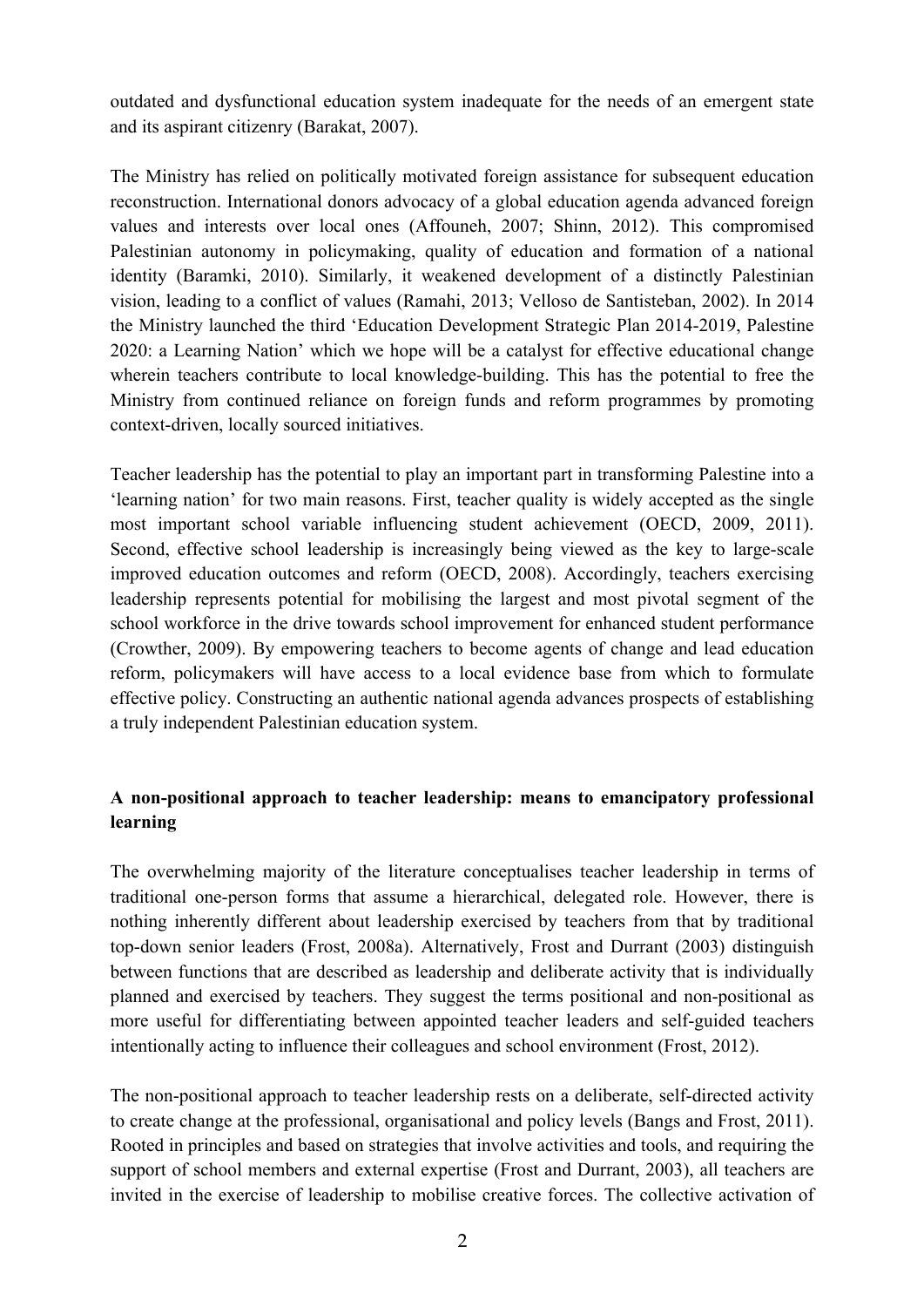outdated and dysfunctional education system inadequate for the needs of an emergent state and its aspirant citizenry (Barakat, 2007).

The Ministry has relied on politically motivated foreign assistance for subsequent education reconstruction. International donors advocacy of a global education agenda advanced foreign values and interests over local ones (Affouneh, 2007; Shinn, 2012). This compromised Palestinian autonomy in policymaking, quality of education and formation of a national identity (Baramki, 2010). Similarly, it weakened development of a distinctly Palestinian vision, leading to a conflict of values (Ramahi, 2013; Velloso de Santisteban, 2002). In 2014 the Ministry launched the third 'Education Development Strategic Plan 2014-2019, Palestine 2020: a Learning Nation' which we hope will be a catalyst for effective educational change wherein teachers contribute to local knowledge-building. This has the potential to free the Ministry from continued reliance on foreign funds and reform programmes by promoting context-driven, locally sourced initiatives.

Teacher leadership has the potential to play an important part in transforming Palestine into a 'learning nation' for two main reasons. First, teacher quality is widely accepted as the single most important school variable influencing student achievement (OECD, 2009, 2011). Second, effective school leadership is increasingly being viewed as the key to large-scale improved education outcomes and reform (OECD, 2008). Accordingly, teachers exercising leadership represents potential for mobilising the largest and most pivotal segment of the school workforce in the drive towards school improvement for enhanced student performance (Crowther, 2009). By empowering teachers to become agents of change and lead education reform, policymakers will have access to a local evidence base from which to formulate effective policy. Constructing an authentic national agenda advances prospects of establishing a truly independent Palestinian education system.

## A non-positional approach to teacher leadership: means to emancipatory professional learning

The overwhelming majority of the literature conceptualises teacher leadership in terms of traditional one-person forms that assume a hierarchical, delegated role. However, there is nothing inherently different about leadership exercised by teachers from that by traditional top-down senior leaders (Frost, 2008a). Alternatively, Frost and Durrant (2003) distinguish between functions that are described as leadership and deliberate activity that is individually planned and exercised by teachers. They suggest the terms positional and non-positional as more useful for differentiating between appointed teacher leaders and self-guided teachers intentionally acting to influence their colleagues and school environment (Frost, 2012).

The non-positional approach to teacher leadership rests on a deliberate, self-directed activity to create change at the professional, organisational and policy levels (Bangs and Frost, 2011). Rooted in principles and based on strategies that involve activities and tools, and requiring the support of school members and external expertise (Frost and Durrant, 2003), all teachers are invited in the exercise of leadership to mobilise creative forces. The collective activation of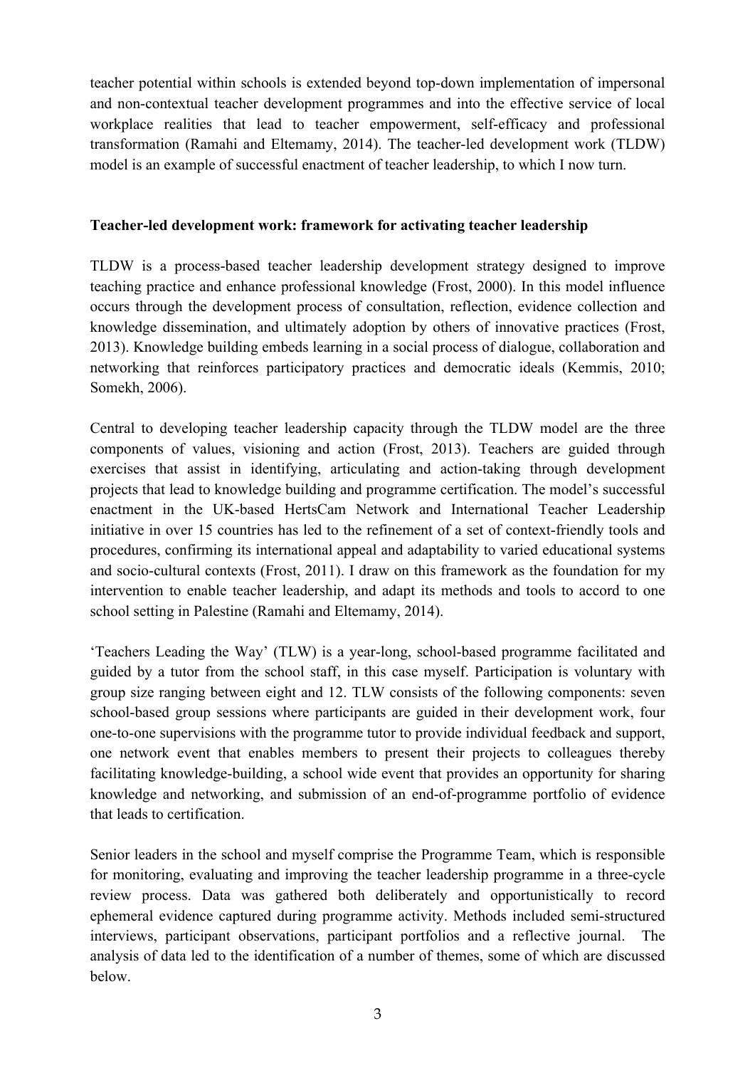teacher potential within schools is extended beyond top-down implementation of impersonal and non-contextual teacher development programmes and into the effective service of local workplace realities that lead to teacher empowerment, self-efficacy and professional transformation (Ramahi and Eltemamy, 2014). The teacher-led development work (TLDW) model is an example of successful enactment of teacher leadership, to which I now turn.

**Teacher-led development work: framework for activating teacher leadership**

TLDW is a process-based teacher leadership development strategy designed to improve teaching practice and enhance professional knowledge (Frost, 2000). In this model influence occurs through the development process of consultation, reflection, evidence collection and knowledge dissemination, and ultimately adoption by others of innovative practices (Frost, 2013). Knowledge building embeds learning in a social process of dialogue, collaboration and networking that reinforces participatory practices and democratic ideals (Kemmis, 2010; Somekh, 2006).

Central to developing teacher leadership capacity through the TLDW model are the three components of values, visioning and action (Frost, 2013). Teachers are guided through exercises that assist in identifying, articulating and action-taking through development projects that lead to knowledge building and programme certification. The model's successful enactment in the UK-based HertsCam Network and International Teacher Leadership initiative in over 15 countries has led to the refinement of a set of context-friendly tools and procedures, confirming its international appeal and adaptability to varied educational systems and socio-cultural contexts (Frost, 2011). I draw on this framework as the foundation for my intervention to enable teacher leadership, and adapt its methods and tools to accord to one school setting in Palestine (Ramahi and Eltemamy, 2014).

'Teachers Leading the Way' (TLW) is a year-long, school-based programme facilitated and guided by a tutor from the school staff, in this case myself. Participation is voluntary with group size ranging between eight and 12. TLW consists of the following components: seven school-based group sessions where participants are guided in their development work, four one-to-one supervisions with the programme tutor to provide individual feedback and support, one network event that enables members to present their projects to colleagues thereby facilitating knowledge-building, a school wide event that provides an opportunity for sharing knowledge and networking, and submission of an end-of-programme portfolio of evidence that leads to certification.

Senior leaders in the school and myself comprise the Programme Team, which is responsible for monitoring, evaluating and improving the teacher leadership programme in a three-cycle review process. Data was gathered both deliberately and opportunistically to record ephemeral evidence captured during programme activity. Methods included semi-structured interviews, participant observations, participant portfolios and a reflective journal. The analysis of data led to the identification of a number of themes, some of which are discussed below.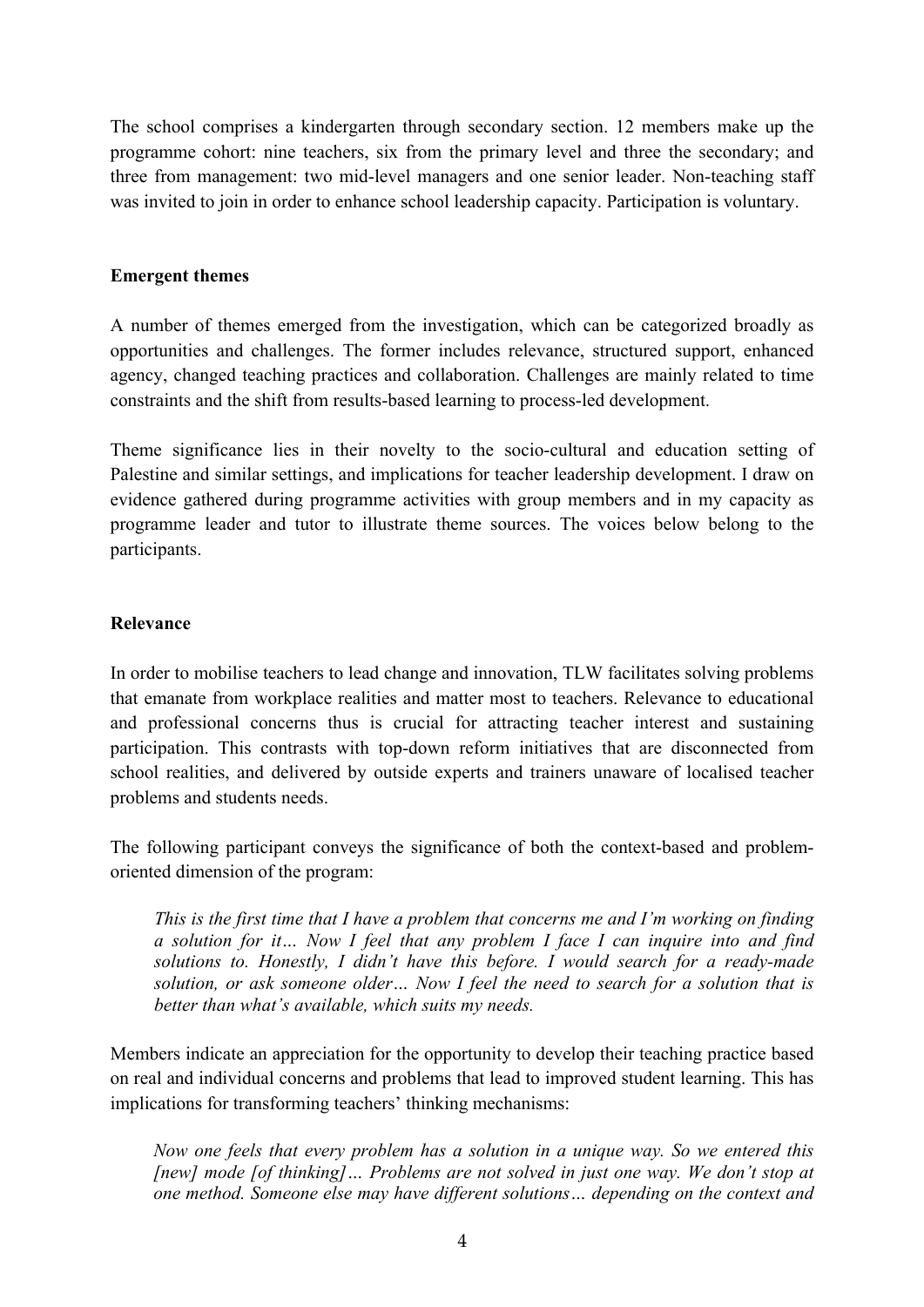The school comprises a kindergarten through secondary section. 12 members make up the programme cohort: nine teachers, six from the primary level and three the secondary; and three from management: two mid-level managers and one senior leader. Non-teaching staff was invited to join in order to enhance school leadership capacity. Participation is voluntary.

**Emergent themes**

A number of themes emerged from the investigation, which can be categorized broadly as opportunities and challenges. The former includes relevance, structured support, enhanced agency, changed teaching practices and collaboration. Challenges are mainly related to time constraints and the shift from results-based learning to process-led development.

Theme significance lies in their novelty to the socio-cultural and education setting of Palestine and similar settings, and implications for teacher leadership development. I draw on evidence gathered during programme activities with group members and in my capacity as programme leader and tutor to illustrate theme sources. The voices below belong to the participants.

**Relevance**

In order to mobilise teachers to lead change and innovation, TLW facilitates solving problems that emanate from workplace realities and matter most to teachers. Relevance to educational and professional concerns thus is crucial for attracting teacher interest and sustaining participation. This contrasts with top-down reform initiatives that are disconnected from school realities, and delivered by outside experts and trainers unaware of localised teacher problems and students needs.

The following participant conveys the significance of both the context-based and problem-oriented dimension of the program:

> *This is the first time that I have a problem that concerns me and I'm working on finding a solution for it… Now I feel that any problem I face I can inquire into and find solutions to. Honestly, I didn't have this before. I would search for a ready-made solution, or ask someone older… Now I feel the need to search for a solution that is better than what's available, which suits my needs.*

Members indicate an appreciation for the opportunity to develop their teaching practice based on real and individual concerns and problems that lead to improved student learning. This has implications for transforming teachers' thinking mechanisms:

> *Now one feels that every problem has a solution in a unique way. So we entered this [new] mode [of thinking]… Problems are not solved in just one way. We don't stop at one method. Someone else may have different solutions… depending on the context and*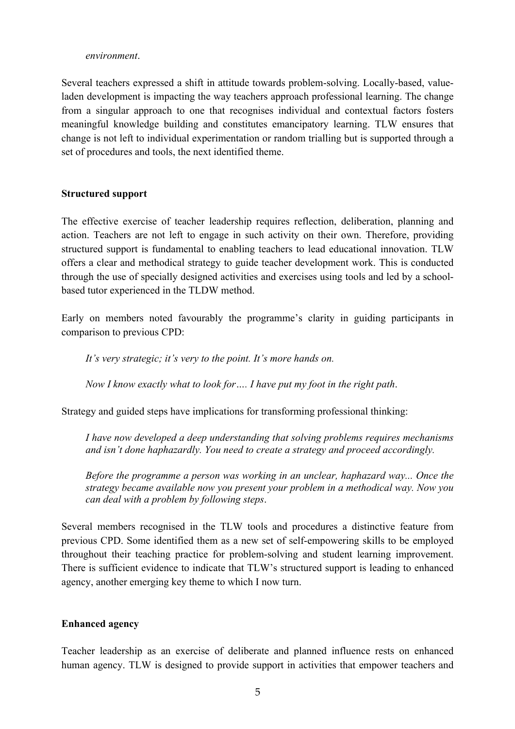*environment*.

Several teachers expressed a shift in attitude towards problem-solving. Locally-based, value-laden development is impacting the way teachers approach professional learning. The change from a singular approach to one that recognises individual and contextual factors fosters meaningful knowledge building and constitutes emancipatory learning. TLW ensures that change is not left to individual experimentation or random trialling but is supported through a set of procedures and tools, the next identified theme.

**Structured support**

The effective exercise of teacher leadership requires reflection, deliberation, planning and action. Teachers are not left to engage in such activity on their own. Therefore, providing structured support is fundamental to enabling teachers to lead educational innovation. TLW offers a clear and methodical strategy to guide teacher development work. This is conducted through the use of specially designed activities and exercises using tools and led by a school-based tutor experienced in the TLDW method.

Early on members noted favourably the programme's clarity in guiding participants in comparison to previous CPD:

> *It's very strategic; it's very to the point. It's more hands on.*
>
> *Now I know exactly what to look for…. I have put my foot in the right path*.

Strategy and guided steps have implications for transforming professional thinking:

> *I have now developed a deep understanding that solving problems requires mechanisms and isn't done haphazardly. You need to create a strategy and proceed accordingly.*
>
> *Before the programme a person was working in an unclear, haphazard way... Once the strategy became available now you present your problem in a methodical way. Now you can deal with a problem by following steps*.

Several members recognised in the TLW tools and procedures a distinctive feature from previous CPD. Some identified them as a new set of self-empowering skills to be employed throughout their teaching practice for problem-solving and student learning improvement. There is sufficient evidence to indicate that TLW's structured support is leading to enhanced agency, another emerging key theme to which I now turn.

**Enhanced agency**

Teacher leadership as an exercise of deliberate and planned influence rests on enhanced human agency. TLW is designed to provide support in activities that empower teachers and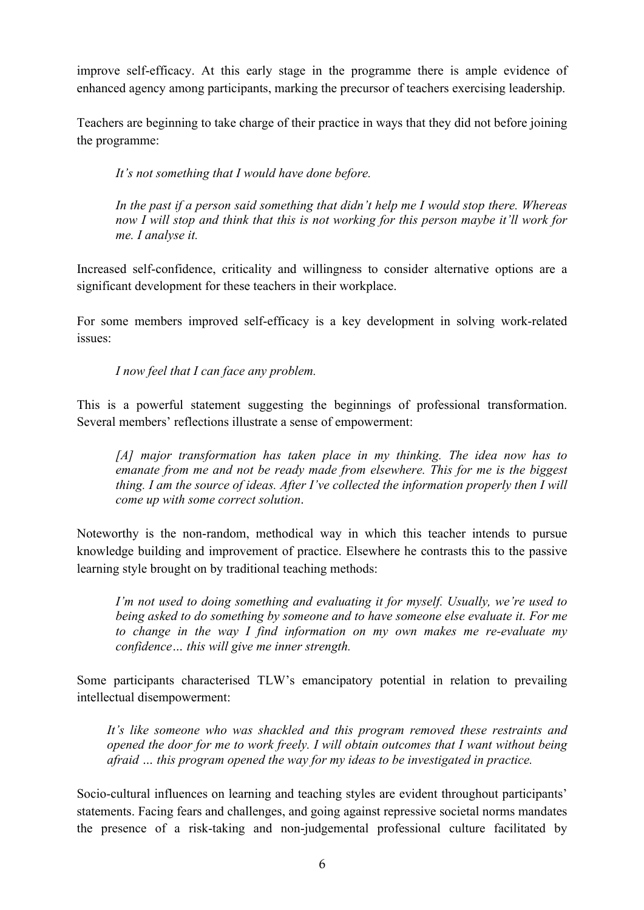improve self-efficacy. At this early stage in the programme there is ample evidence of enhanced agency among participants, marking the precursor of teachers exercising leadership.

Teachers are beginning to take charge of their practice in ways that they did not before joining the programme:

> *It's not something that I would have done before.*
>
> *In the past if a person said something that didn't help me I would stop there. Whereas now I will stop and think that this is not working for this person maybe it'll work for me. I analyse it.*

Increased self-confidence, criticality and willingness to consider alternative options are a significant development for these teachers in their workplace.

For some members improved self-efficacy is a key development in solving work-related issues:

> *I now feel that I can face any problem.*

This is a powerful statement suggesting the beginnings of professional transformation. Several members' reflections illustrate a sense of empowerment:

> *[A] major transformation has taken place in my thinking. The idea now has to emanate from me and not be ready made from elsewhere. This for me is the biggest thing. I am the source of ideas. After I've collected the information properly then I will come up with some correct solution*.

Noteworthy is the non-random, methodical way in which this teacher intends to pursue knowledge building and improvement of practice. Elsewhere he contrasts this to the passive learning style brought on by traditional teaching methods:

> *I'm not used to doing something and evaluating it for myself. Usually, we're used to being asked to do something by someone and to have someone else evaluate it. For me to change in the way I find information on my own makes me re-evaluate my confidence… this will give me inner strength.*

Some participants characterised TLW's emancipatory potential in relation to prevailing intellectual disempowerment:

> *It's like someone who was shackled and this program removed these restraints and opened the door for me to work freely. I will obtain outcomes that I want without being afraid … this program opened the way for my ideas to be investigated in practice.*

Socio-cultural influences on learning and teaching styles are evident throughout participants' statements. Facing fears and challenges, and going against repressive societal norms mandates the presence of a risk-taking and non-judgemental professional culture facilitated by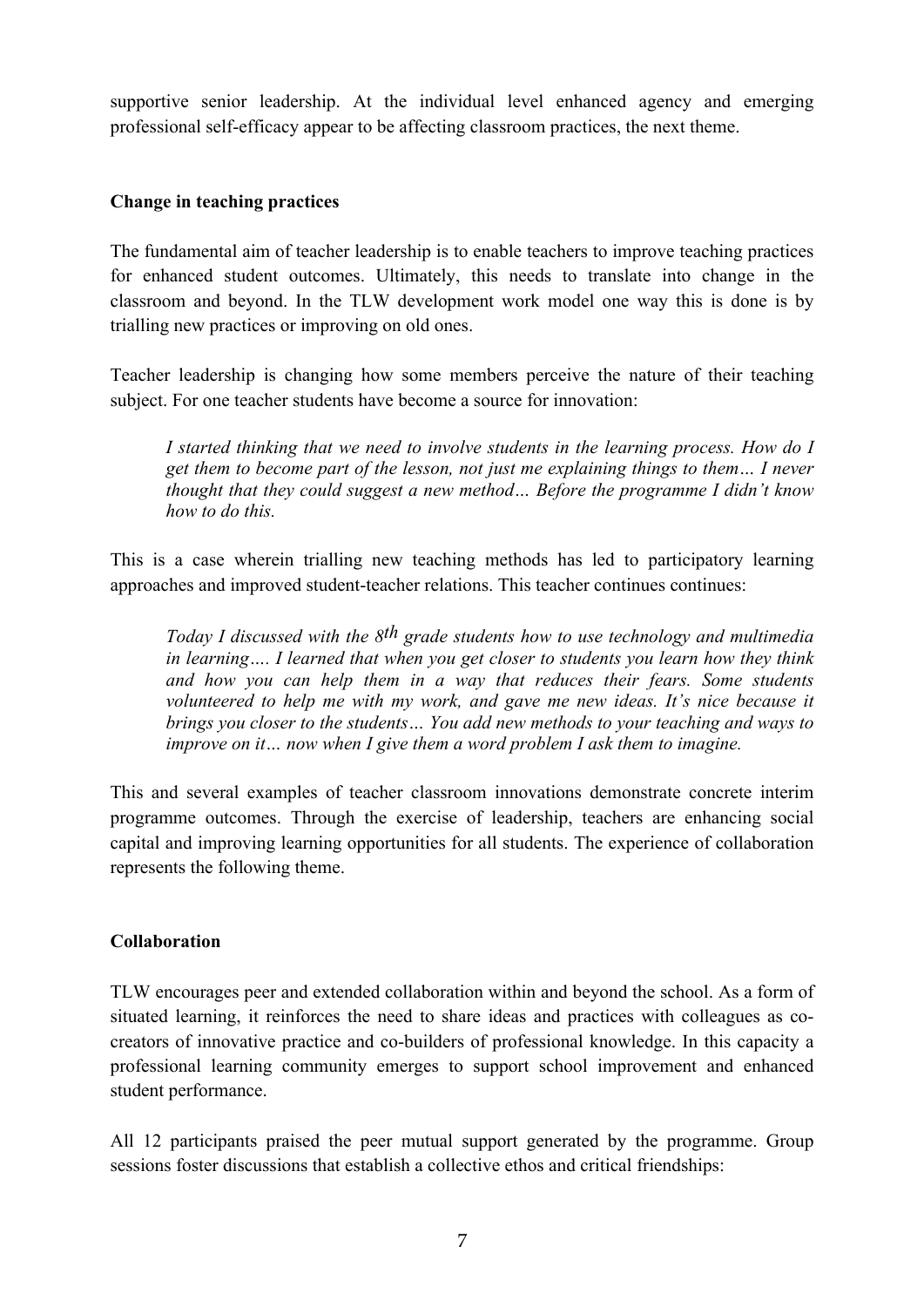supportive senior leadership. At the individual level enhanced agency and emerging professional self-efficacy appear to be affecting classroom practices, the next theme.

**Change in teaching practices**

The fundamental aim of teacher leadership is to enable teachers to improve teaching practices for enhanced student outcomes. Ultimately, this needs to translate into change in the classroom and beyond. In the TLW development work model one way this is done is by trialling new practices or improving on old ones.

Teacher leadership is changing how some members perceive the nature of their teaching subject. For one teacher students have become a source for innovation:

> *I started thinking that we need to involve students in the learning process. How do I get them to become part of the lesson, not just me explaining things to them… I never thought that they could suggest a new method… Before the programme I didn't know how to do this.*

This is a case wherein trialling new teaching methods has led to participatory learning approaches and improved student-teacher relations. This teacher continues continues:

> *Today I discussed with the 8th grade students how to use technology and multimedia in learning…. I learned that when you get closer to students you learn how they think and how you can help them in a way that reduces their fears. Some students volunteered to help me with my work, and gave me new ideas. It's nice because it brings you closer to the students… You add new methods to your teaching and ways to improve on it… now when I give them a word problem I ask them to imagine.*

This and several examples of teacher classroom innovations demonstrate concrete interim programme outcomes. Through the exercise of leadership, teachers are enhancing social capital and improving learning opportunities for all students. The experience of collaboration represents the following theme.

**Collaboration**

TLW encourages peer and extended collaboration within and beyond the school. As a form of situated learning, it reinforces the need to share ideas and practices with colleagues as co-creators of innovative practice and co-builders of professional knowledge. In this capacity a professional learning community emerges to support school improvement and enhanced student performance.

All 12 participants praised the peer mutual support generated by the programme. Group sessions foster discussions that establish a collective ethos and critical friendships: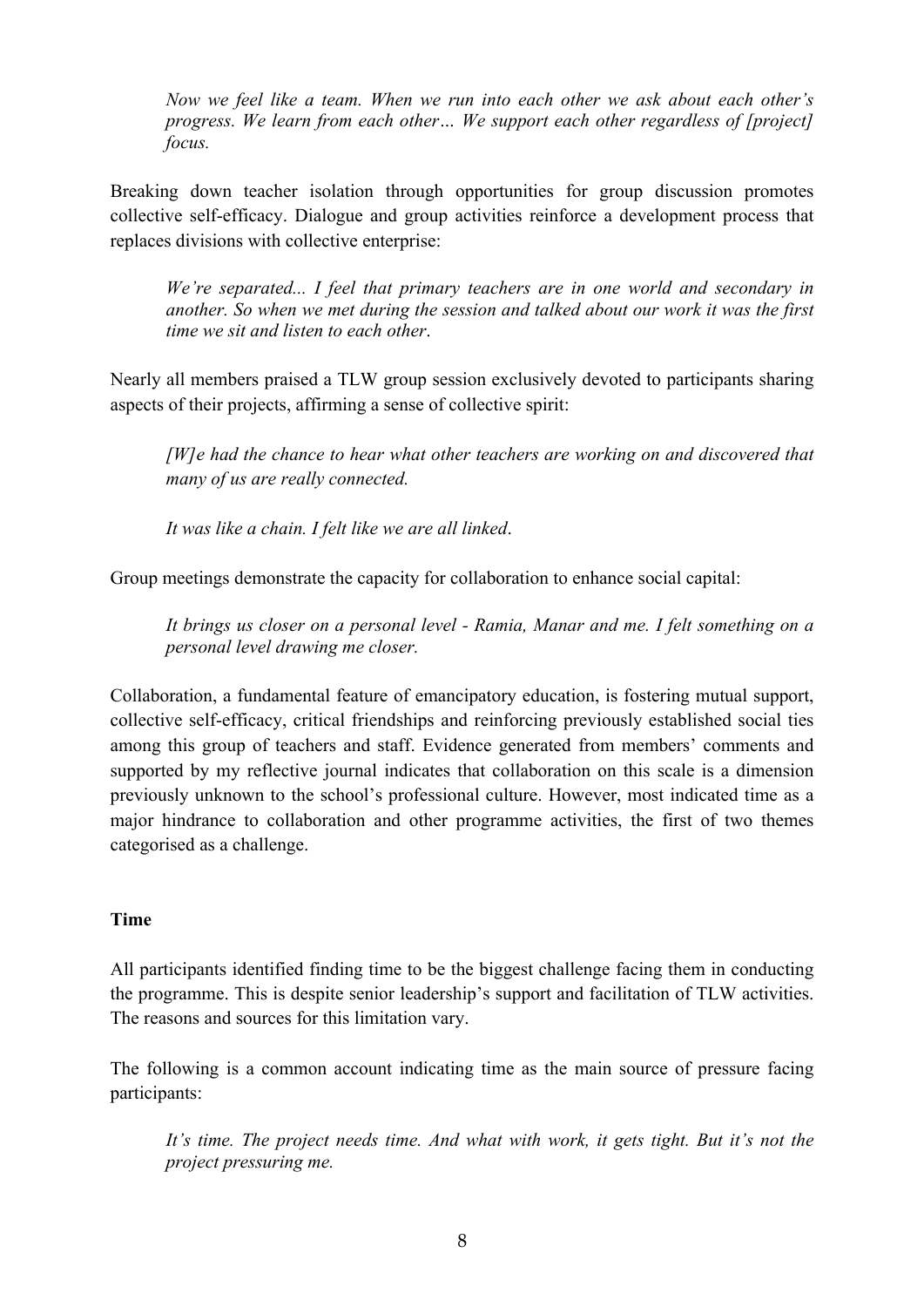*Now we feel like a team. When we run into each other we ask about each other's progress. We learn from each other… We support each other regardless of [project] focus.*

Breaking down teacher isolation through opportunities for group discussion promotes collective self-efficacy. Dialogue and group activities reinforce a development process that replaces divisions with collective enterprise:

*We're separated... I feel that primary teachers are in one world and secondary in another. So when we met during the session and talked about our work it was the first time we sit and listen to each other*.

Nearly all members praised a TLW group session exclusively devoted to participants sharing aspects of their projects, affirming a sense of collective spirit:

*[W]e had the chance to hear what other teachers are working on and discovered that many of us are really connected.*

*It was like a chain. I felt like we are all linked*.

Group meetings demonstrate the capacity for collaboration to enhance social capital:

*It brings us closer on a personal level - Ramia, Manar and me. I felt something on a personal level drawing me closer.*

Collaboration, a fundamental feature of emancipatory education, is fostering mutual support, collective self-efficacy, critical friendships and reinforcing previously established social ties among this group of teachers and staff. Evidence generated from members' comments and supported by my reflective journal indicates that collaboration on this scale is a dimension previously unknown to the school's professional culture. However, most indicated time as a major hindrance to collaboration and other programme activities, the first of two themes categorised as a challenge.

**Time**

All participants identified finding time to be the biggest challenge facing them in conducting the programme. This is despite senior leadership's support and facilitation of TLW activities. The reasons and sources for this limitation vary.

The following is a common account indicating time as the main source of pressure facing participants:

*It's time. The project needs time. And what with work, it gets tight. But it's not the project pressuring me.*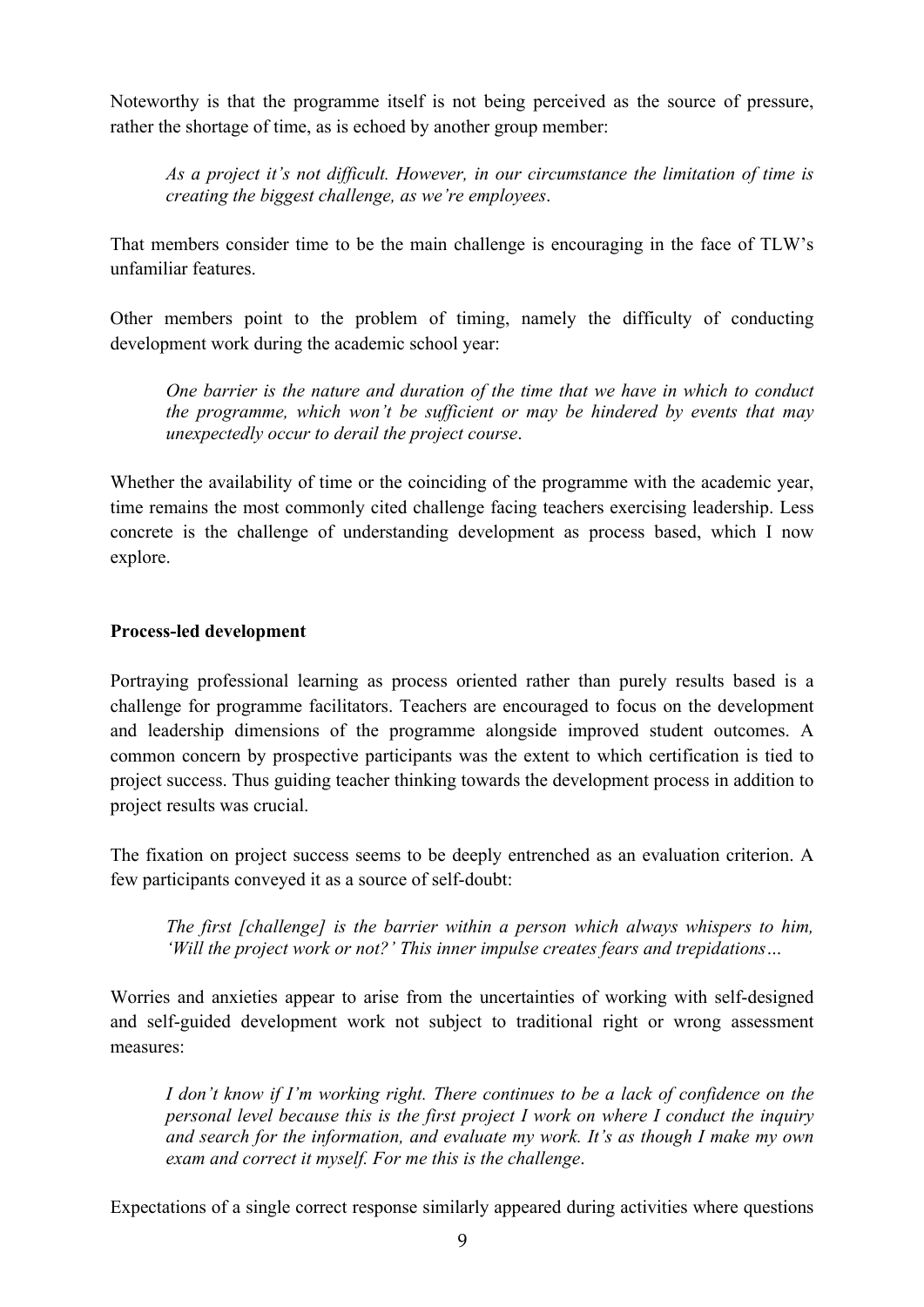Noteworthy is that the programme itself is not being perceived as the source of pressure, rather the shortage of time, as is echoed by another group member:

> *As a project it's not difficult. However, in our circumstance the limitation of time is creating the biggest challenge, as we're employees*.

That members consider time to be the main challenge is encouraging in the face of TLW's unfamiliar features.

Other members point to the problem of timing, namely the difficulty of conducting development work during the academic school year:

> *One barrier is the nature and duration of the time that we have in which to conduct the programme, which won't be sufficient or may be hindered by events that may unexpectedly occur to derail the project course*.

Whether the availability of time or the coinciding of the programme with the academic year, time remains the most commonly cited challenge facing teachers exercising leadership. Less concrete is the challenge of understanding development as process based, which I now explore.

**Process-led development**

Portraying professional learning as process oriented rather than purely results based is a challenge for programme facilitators. Teachers are encouraged to focus on the development and leadership dimensions of the programme alongside improved student outcomes. A common concern by prospective participants was the extent to which certification is tied to project success. Thus guiding teacher thinking towards the development process in addition to project results was crucial.

The fixation on project success seems to be deeply entrenched as an evaluation criterion. A few participants conveyed it as a source of self-doubt:

> *The first [challenge] is the barrier within a person which always whispers to him, 'Will the project work or not?' This inner impulse creates fears and trepidations…*

Worries and anxieties appear to arise from the uncertainties of working with self-designed and self-guided development work not subject to traditional right or wrong assessment measures:

> *I don't know if I'm working right. There continues to be a lack of confidence on the personal level because this is the first project I work on where I conduct the inquiry and search for the information, and evaluate my work. It's as though I make my own exam and correct it myself. For me this is the challenge*.

Expectations of a single correct response similarly appeared during activities where questions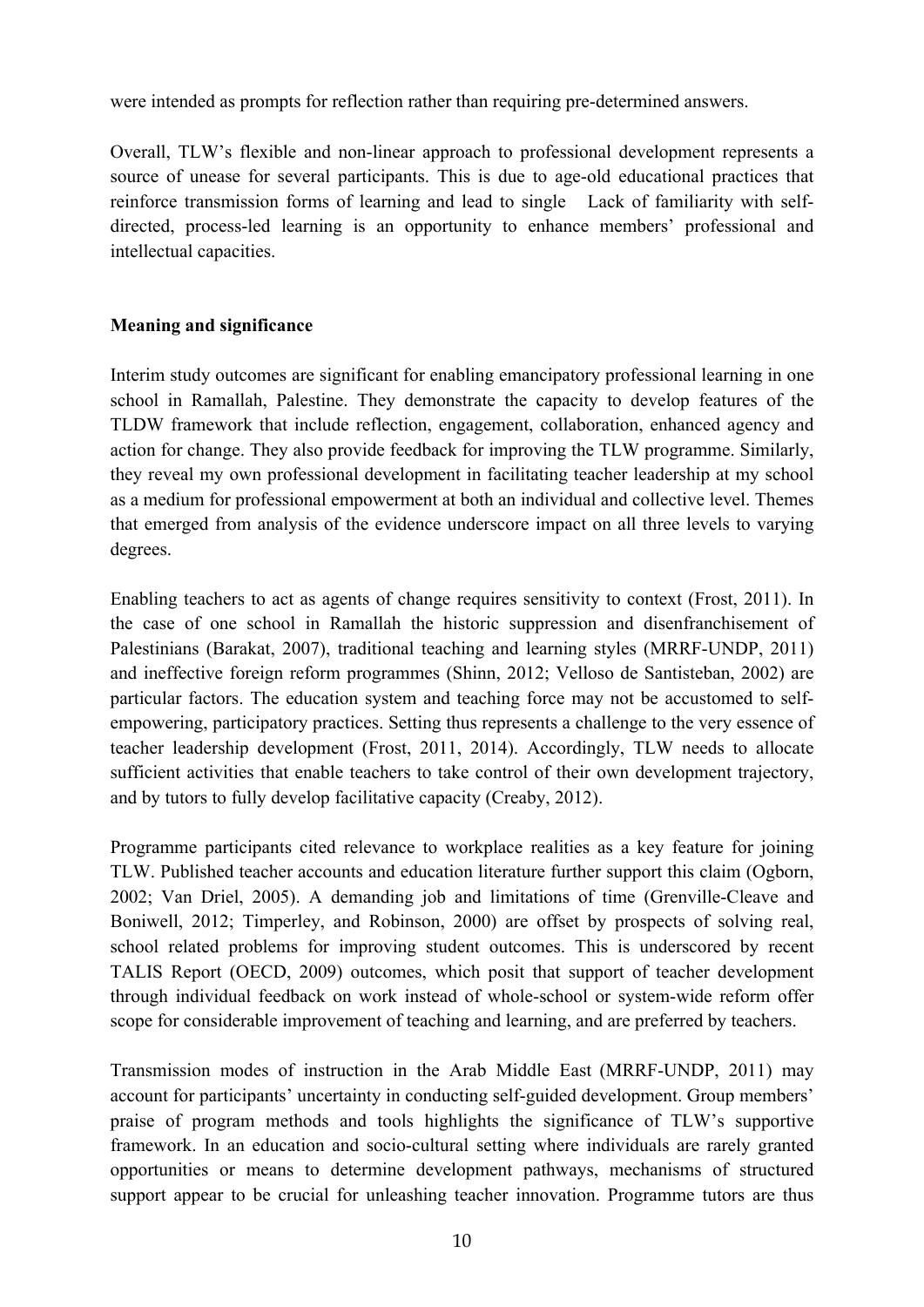were intended as prompts for reflection rather than requiring pre-determined answers.

Overall, TLW's flexible and non-linear approach to professional development represents a source of unease for several participants. This is due to age-old educational practices that reinforce transmission forms of learning and lead to single  Lack of familiarity with self-directed, process-led learning is an opportunity to enhance members' professional and intellectual capacities.

**Meaning and significance**

Interim study outcomes are significant for enabling emancipatory professional learning in one school in Ramallah, Palestine. They demonstrate the capacity to develop features of the TLDW framework that include reflection, engagement, collaboration, enhanced agency and action for change. They also provide feedback for improving the TLW programme. Similarly, they reveal my own professional development in facilitating teacher leadership at my school as a medium for professional empowerment at both an individual and collective level. Themes that emerged from analysis of the evidence underscore impact on all three levels to varying degrees.

Enabling teachers to act as agents of change requires sensitivity to context (Frost, 2011). In the case of one school in Ramallah the historic suppression and disenfranchisement of Palestinians (Barakat, 2007), traditional teaching and learning styles (MRRF-UNDP, 2011) and ineffective foreign reform programmes (Shinn, 2012; Velloso de Santisteban, 2002) are particular factors. The education system and teaching force may not be accustomed to self-empowering, participatory practices. Setting thus represents a challenge to the very essence of teacher leadership development (Frost, 2011, 2014). Accordingly, TLW needs to allocate sufficient activities that enable teachers to take control of their own development trajectory, and by tutors to fully develop facilitative capacity (Creaby, 2012).

Programme participants cited relevance to workplace realities as a key feature for joining TLW. Published teacher accounts and education literature further support this claim (Ogborn, 2002; Van Driel, 2005). A demanding job and limitations of time (Grenville-Cleave and Boniwell, 2012; Timperley, and Robinson, 2000) are offset by prospects of solving real, school related problems for improving student outcomes. This is underscored by recent TALIS Report (OECD, 2009) outcomes, which posit that support of teacher development through individual feedback on work instead of whole-school or system-wide reform offer scope for considerable improvement of teaching and learning, and are preferred by teachers.

Transmission modes of instruction in the Arab Middle East (MRRF-UNDP, 2011) may account for participants' uncertainty in conducting self-guided development. Group members' praise of program methods and tools highlights the significance of TLW's supportive framework. In an education and socio-cultural setting where individuals are rarely granted opportunities or means to determine development pathways, mechanisms of structured support appear to be crucial for unleashing teacher innovation. Programme tutors are thus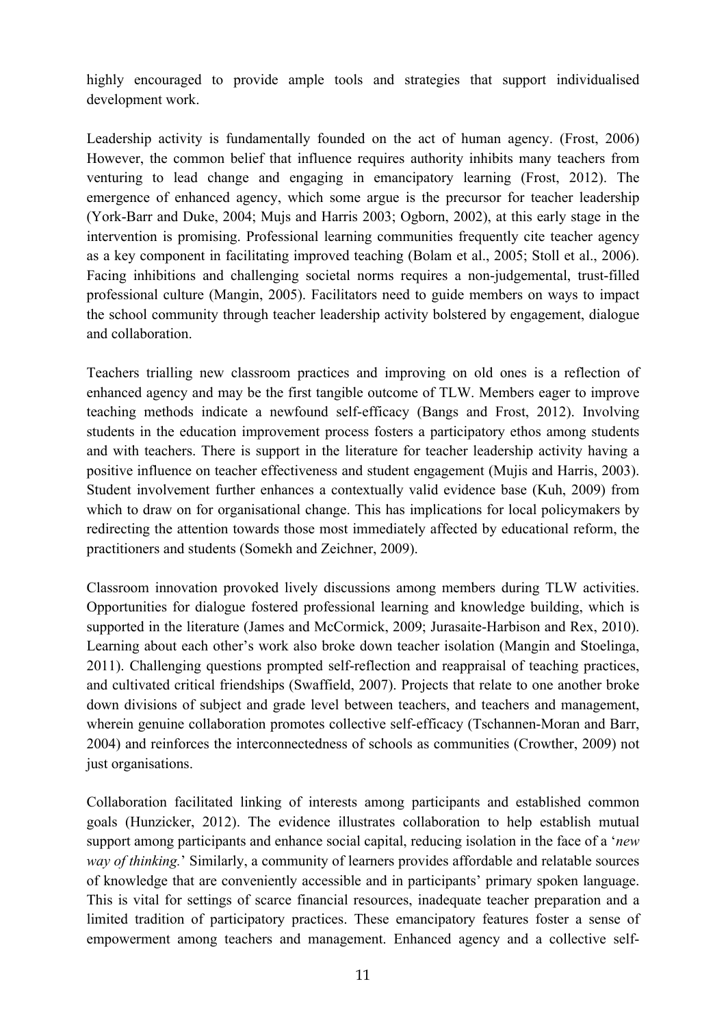highly encouraged to provide ample tools and strategies that support individualised development work.

Leadership activity is fundamentally founded on the act of human agency. (Frost, 2006) However, the common belief that influence requires authority inhibits many teachers from venturing to lead change and engaging in emancipatory learning (Frost, 2012). The emergence of enhanced agency, which some argue is the precursor for teacher leadership (York-Barr and Duke, 2004; Mujs and Harris 2003; Ogborn, 2002), at this early stage in the intervention is promising. Professional learning communities frequently cite teacher agency as a key component in facilitating improved teaching (Bolam et al., 2005; Stoll et al., 2006). Facing inhibitions and challenging societal norms requires a non-judgemental, trust-filled professional culture (Mangin, 2005). Facilitators need to guide members on ways to impact the school community through teacher leadership activity bolstered by engagement, dialogue and collaboration.

Teachers trialling new classroom practices and improving on old ones is a reflection of enhanced agency and may be the first tangible outcome of TLW. Members eager to improve teaching methods indicate a newfound self-efficacy (Bangs and Frost, 2012). Involving students in the education improvement process fosters a participatory ethos among students and with teachers. There is support in the literature for teacher leadership activity having a positive influence on teacher effectiveness and student engagement (Mujis and Harris, 2003). Student involvement further enhances a contextually valid evidence base (Kuh, 2009) from which to draw on for organisational change. This has implications for local policymakers by redirecting the attention towards those most immediately affected by educational reform, the practitioners and students (Somekh and Zeichner, 2009).

Classroom innovation provoked lively discussions among members during TLW activities. Opportunities for dialogue fostered professional learning and knowledge building, which is supported in the literature (James and McCormick, 2009; Jurasaite-Harbison and Rex, 2010). Learning about each other's work also broke down teacher isolation (Mangin and Stoelinga, 2011). Challenging questions prompted self-reflection and reappraisal of teaching practices, and cultivated critical friendships (Swaffield, 2007). Projects that relate to one another broke down divisions of subject and grade level between teachers, and teachers and management, wherein genuine collaboration promotes collective self-efficacy (Tschannen-Moran and Barr, 2004) and reinforces the interconnectedness of schools as communities (Crowther, 2009) not just organisations.

Collaboration facilitated linking of interests among participants and established common goals (Hunzicker, 2012). The evidence illustrates collaboration to help establish mutual support among participants and enhance social capital, reducing isolation in the face of a '*new way of thinking.*' Similarly, a community of learners provides affordable and relatable sources of knowledge that are conveniently accessible and in participants' primary spoken language. This is vital for settings of scarce financial resources, inadequate teacher preparation and a limited tradition of participatory practices. These emancipatory features foster a sense of empowerment among teachers and management. Enhanced agency and a collective self-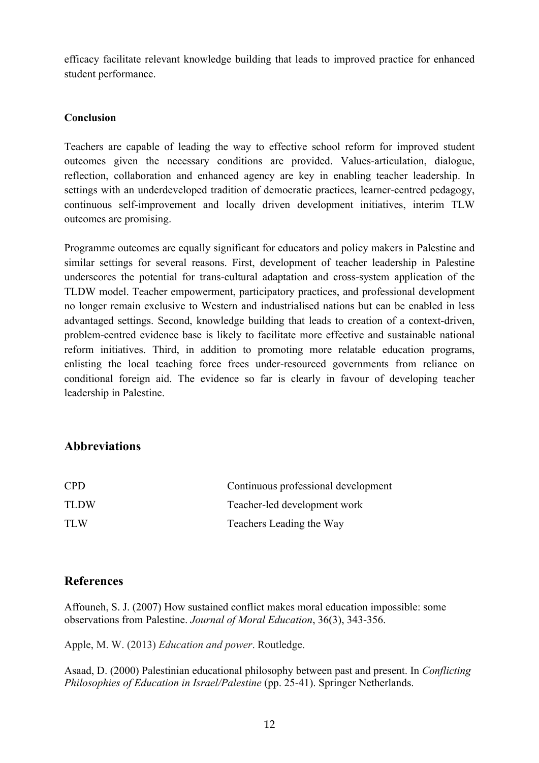efficacy facilitate relevant knowledge building that leads to improved practice for enhanced student performance.

**Conclusion**

Teachers are capable of leading the way to effective school reform for improved student outcomes given the necessary conditions are provided. Values-articulation, dialogue, reflection, collaboration and enhanced agency are key in enabling teacher leadership. In settings with an underdeveloped tradition of democratic practices, learner-centred pedagogy, continuous self-improvement and locally driven development initiatives, interim TLW outcomes are promising.

Programme outcomes are equally significant for educators and policy makers in Palestine and similar settings for several reasons. First, development of teacher leadership in Palestine underscores the potential for trans-cultural adaptation and cross-system application of the TLDW model. Teacher empowerment, participatory practices, and professional development no longer remain exclusive to Western and industrialised nations but can be enabled in less advantaged settings. Second, knowledge building that leads to creation of a context-driven, problem-centred evidence base is likely to facilitate more effective and sustainable national reform initiatives. Third, in addition to promoting more relatable education programs, enlisting the local teaching force frees under-resourced governments from reliance on conditional foreign aid. The evidence so far is clearly in favour of developing teacher leadership in Palestine.

## Abbreviations

| | |
|---|---|
| CPD | Continuous professional development |
| TLDW | Teacher-led development work |
| TLW | Teachers Leading the Way |

## References

Affouneh, S. J. (2007) How sustained conflict makes moral education impossible: some observations from Palestine. *Journal of Moral Education*, 36(3), 343-356.

Apple, M. W. (2013) *Education and power*. Routledge.

Asaad, D. (2000) Palestinian educational philosophy between past and present. In *Conflicting Philosophies of Education in Israel/Palestine* (pp. 25-41). Springer Netherlands.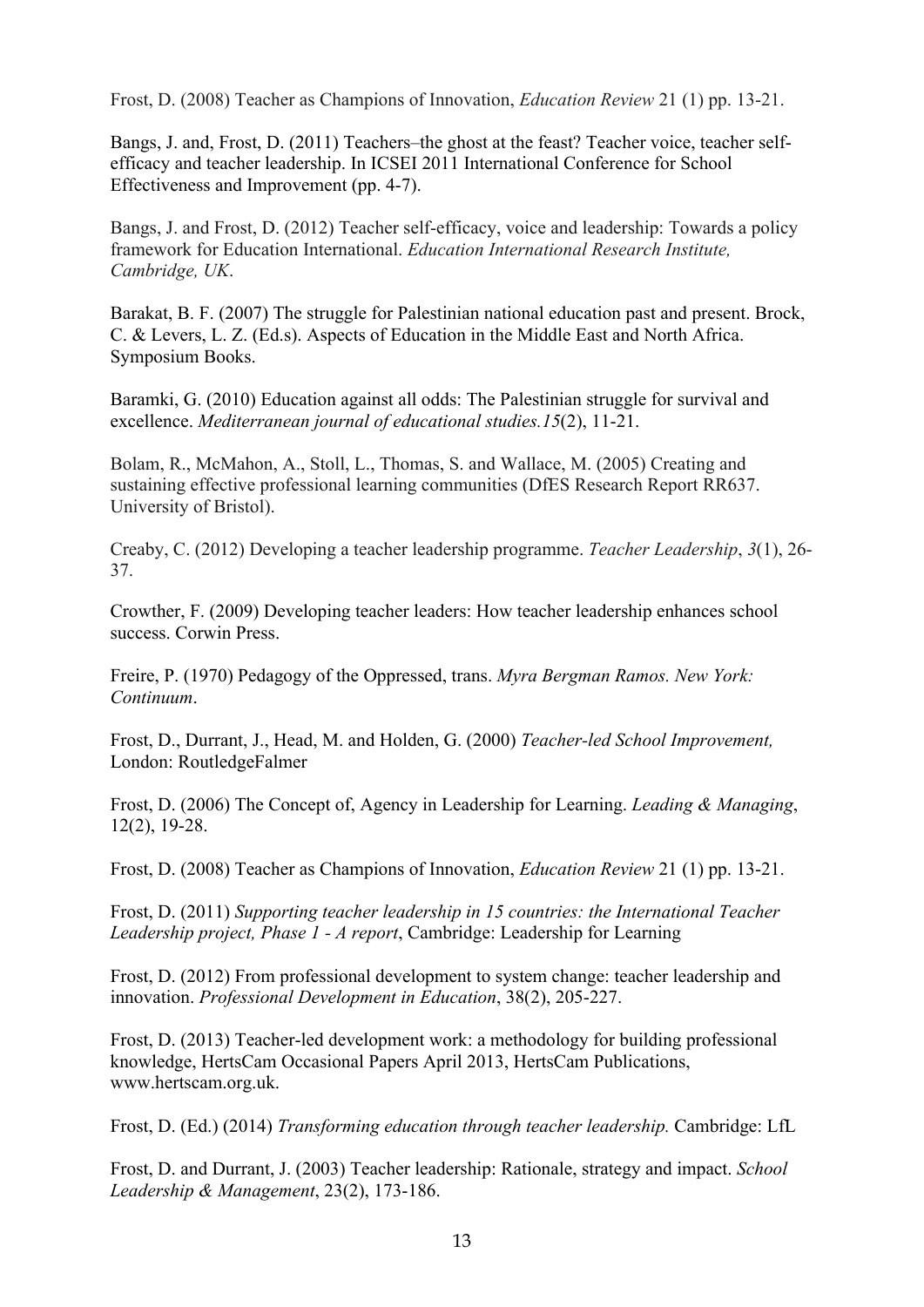Frost, D. (2008) Teacher as Champions of Innovation, *Education Review* 21 (1) pp. 13-21.

Bangs, J. and, Frost, D. (2011) Teachers–the ghost at the feast? Teacher voice, teacher self-efficacy and teacher leadership. In ICSEI 2011 International Conference for School Effectiveness and Improvement (pp. 4-7).

Bangs, J. and Frost, D. (2012) Teacher self-efficacy, voice and leadership: Towards a policy framework for Education International. *Education International Research Institute, Cambridge, UK*.

Barakat, B. F. (2007) The struggle for Palestinian national education past and present. Brock, C. & Levers, L. Z. (Ed.s). Aspects of Education in the Middle East and North Africa. Symposium Books.

Baramki, G. (2010) Education against all odds: The Palestinian struggle for survival and excellence. *Mediterranean journal of educational studies.15*(2), 11-21.

Bolam, R., McMahon, A., Stoll, L., Thomas, S. and Wallace, M. (2005) Creating and sustaining effective professional learning communities (DfES Research Report RR637. University of Bristol).

Creaby, C. (2012) Developing a teacher leadership programme. *Teacher Leadership*, *3*(1), 26-37.

Crowther, F. (2009) Developing teacher leaders: How teacher leadership enhances school success. Corwin Press.

Freire, P. (1970) Pedagogy of the Oppressed, trans. *Myra Bergman Ramos. New York: Continuum*.

Frost, D., Durrant, J., Head, M. and Holden, G. (2000) *Teacher-led School Improvement,* London: RoutledgeFalmer

Frost, D. (2006) The Concept of, Agency in Leadership for Learning. *Leading & Managing*, 12(2), 19-28.

Frost, D. (2008) Teacher as Champions of Innovation, *Education Review* 21 (1) pp. 13-21.

Frost, D. (2011) *Supporting teacher leadership in 15 countries: the International Teacher Leadership project, Phase 1 - A report*, Cambridge: Leadership for Learning

Frost, D. (2012) From professional development to system change: teacher leadership and innovation. *Professional Development in Education*, 38(2), 205-227.

Frost, D. (2013) Teacher-led development work: a methodology for building professional knowledge, HertsCam Occasional Papers April 2013, HertsCam Publications, www.hertscam.org.uk.

Frost, D. (Ed.) (2014) *Transforming education through teacher leadership.* Cambridge: LfL

Frost, D. and Durrant, J. (2003) Teacher leadership: Rationale, strategy and impact. *School Leadership & Management*, 23(2), 173-186.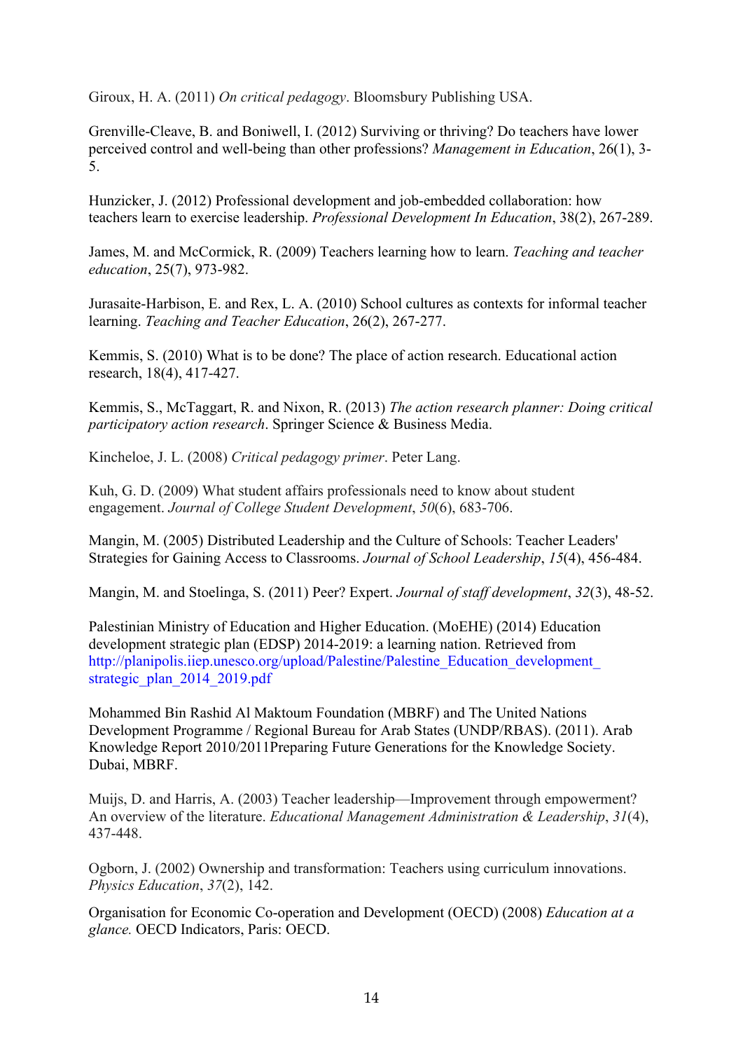Giroux, H. A. (2011) *On critical pedagogy*. Bloomsbury Publishing USA.

Grenville-Cleave, B. and Boniwell, I. (2012) Surviving or thriving? Do teachers have lower perceived control and well-being than other professions? *Management in Education*, 26(1), 3-5.

Hunzicker, J. (2012) Professional development and job-embedded collaboration: how teachers learn to exercise leadership. *Professional Development In Education*, 38(2), 267-289.

James, M. and McCormick, R. (2009) Teachers learning how to learn. *Teaching and teacher education*, 25(7), 973-982.

Jurasaite-Harbison, E. and Rex, L. A. (2010) School cultures as contexts for informal teacher learning. *Teaching and Teacher Education*, 26(2), 267-277.

Kemmis, S. (2010) What is to be done? The place of action research. Educational action research, 18(4), 417-427.

Kemmis, S., McTaggart, R. and Nixon, R. (2013) *The action research planner: Doing critical participatory action research*. Springer Science & Business Media.

Kincheloe, J. L. (2008) *Critical pedagogy primer*. Peter Lang.

Kuh, G. D. (2009) What student affairs professionals need to know about student engagement. *Journal of College Student Development*, *50*(6), 683-706.

Mangin, M. (2005) Distributed Leadership and the Culture of Schools: Teacher Leaders' Strategies for Gaining Access to Classrooms. *Journal of School Leadership*, *15*(4), 456-484.

Mangin, M. and Stoelinga, S. (2011) Peer? Expert. *Journal of staff development*, *32*(3), 48-52.

Palestinian Ministry of Education and Higher Education. (MoEHE) (2014) Education development strategic plan (EDSP) 2014-2019: a learning nation. Retrieved from http://planipolis.iiep.unesco.org/upload/Palestine/Palestine_Education_development_strategic_plan_2014_2019.pdf

Mohammed Bin Rashid Al Maktoum Foundation (MBRF) and The United Nations Development Programme / Regional Bureau for Arab States (UNDP/RBAS). (2011). Arab Knowledge Report 2010/2011Preparing Future Generations for the Knowledge Society. Dubai, MBRF.

Muijs, D. and Harris, A. (2003) Teacher leadership—Improvement through empowerment? An overview of the literature. *Educational Management Administration & Leadership*, *31*(4), 437-448.

Ogborn, J. (2002) Ownership and transformation: Teachers using curriculum innovations. *Physics Education*, *37*(2), 142.

Organisation for Economic Co-operation and Development (OECD) (2008) *Education at a glance.* OECD Indicators, Paris: OECD.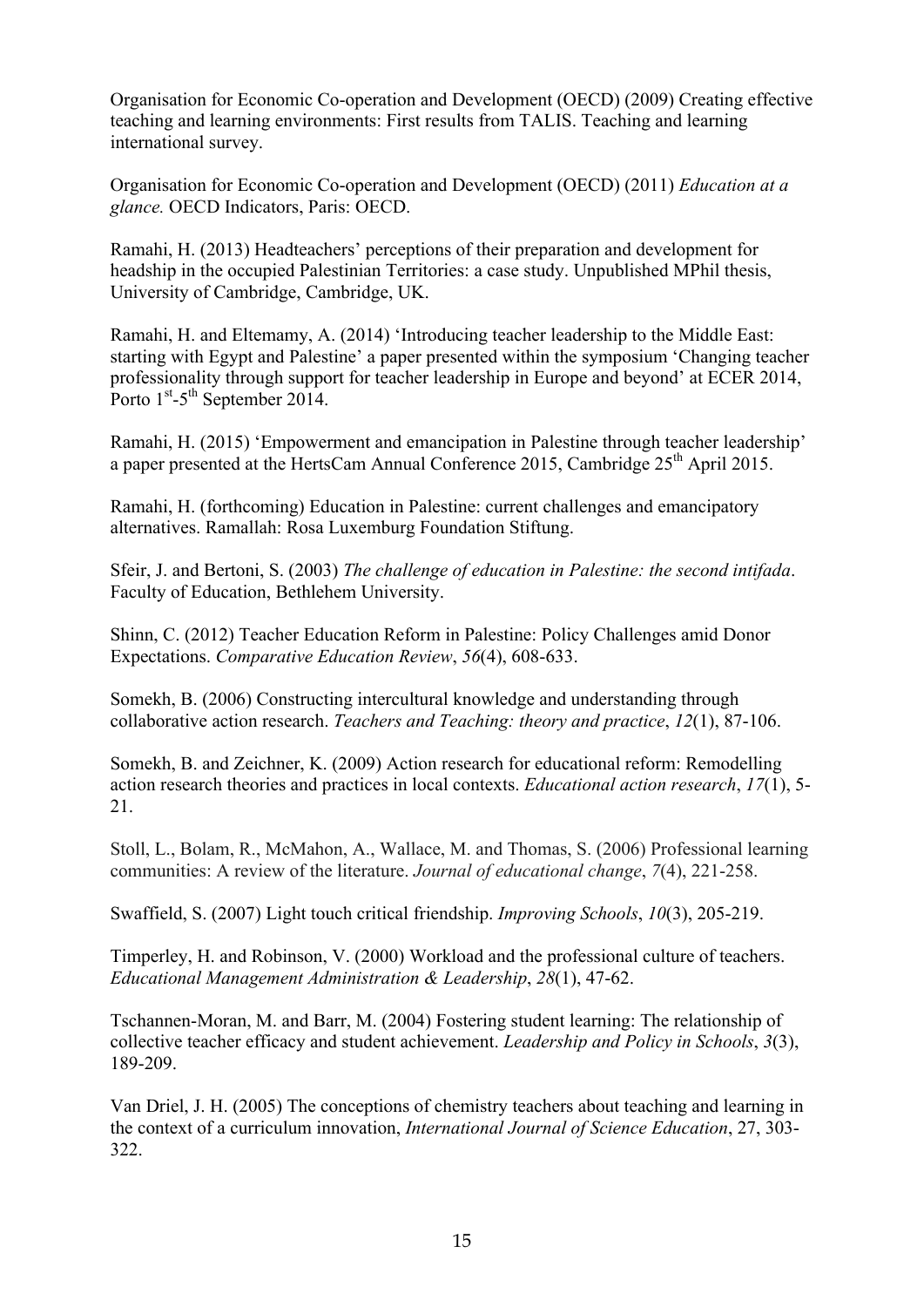Organisation for Economic Co-operation and Development (OECD) (2009) Creating effective teaching and learning environments: First results from TALIS. Teaching and learning international survey.

Organisation for Economic Co-operation and Development (OECD) (2011) *Education at a glance.* OECD Indicators, Paris: OECD.

Ramahi, H. (2013) Headteachers' perceptions of their preparation and development for headship in the occupied Palestinian Territories: a case study. Unpublished MPhil thesis, University of Cambridge, Cambridge, UK.

Ramahi, H. and Eltemamy, A. (2014) 'Introducing teacher leadership to the Middle East: starting with Egypt and Palestine' a paper presented within the symposium 'Changing teacher professionality through support for teacher leadership in Europe and beyond' at ECER 2014, Porto 1st-5th September 2014.

Ramahi, H. (2015) 'Empowerment and emancipation in Palestine through teacher leadership' a paper presented at the HertsCam Annual Conference 2015, Cambridge 25th April 2015.

Ramahi, H. (forthcoming) Education in Palestine: current challenges and emancipatory alternatives. Ramallah: Rosa Luxemburg Foundation Stiftung.

Sfeir, J. and Bertoni, S. (2003) *The challenge of education in Palestine: the second intifada*. Faculty of Education, Bethlehem University.

Shinn, C. (2012) Teacher Education Reform in Palestine: Policy Challenges amid Donor Expectations. *Comparative Education Review*, *56*(4), 608-633.

Somekh, B. (2006) Constructing intercultural knowledge and understanding through collaborative action research. *Teachers and Teaching: theory and practice*, *12*(1), 87-106.

Somekh, B. and Zeichner, K. (2009) Action research for educational reform: Remodelling action research theories and practices in local contexts. *Educational action research*, *17*(1), 5-21.

Stoll, L., Bolam, R., McMahon, A., Wallace, M. and Thomas, S. (2006) Professional learning communities: A review of the literature. *Journal of educational change*, *7*(4), 221-258.

Swaffield, S. (2007) Light touch critical friendship. *Improving Schools*, *10*(3), 205-219.

Timperley, H. and Robinson, V. (2000) Workload and the professional culture of teachers. *Educational Management Administration & Leadership*, *28*(1), 47-62.

Tschannen-Moran, M. and Barr, M. (2004) Fostering student learning: The relationship of collective teacher efficacy and student achievement. *Leadership and Policy in Schools*, *3*(3), 189-209.

Van Driel, J. H. (2005) The conceptions of chemistry teachers about teaching and learning in the context of a curriculum innovation, *International Journal of Science Education*, 27, 303-322.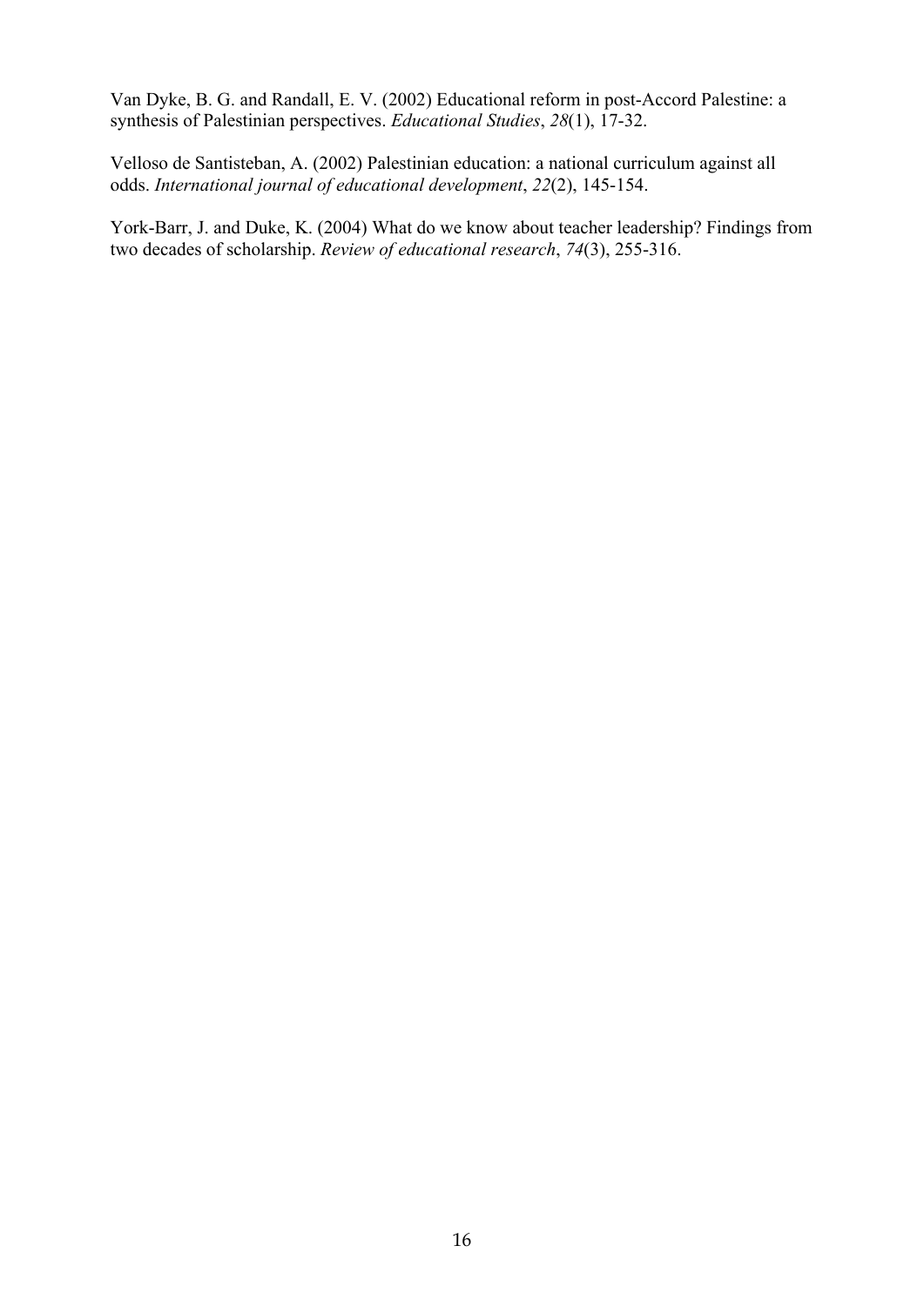Van Dyke, B. G. and Randall, E. V. (2002) Educational reform in post-Accord Palestine: a synthesis of Palestinian perspectives. *Educational Studies*, *28*(1), 17-32.

Velloso de Santisteban, A. (2002) Palestinian education: a national curriculum against all odds. *International journal of educational development*, *22*(2), 145-154.

York-Barr, J. and Duke, K. (2004) What do we know about teacher leadership? Findings from two decades of scholarship. *Review of educational research*, *74*(3), 255-316.